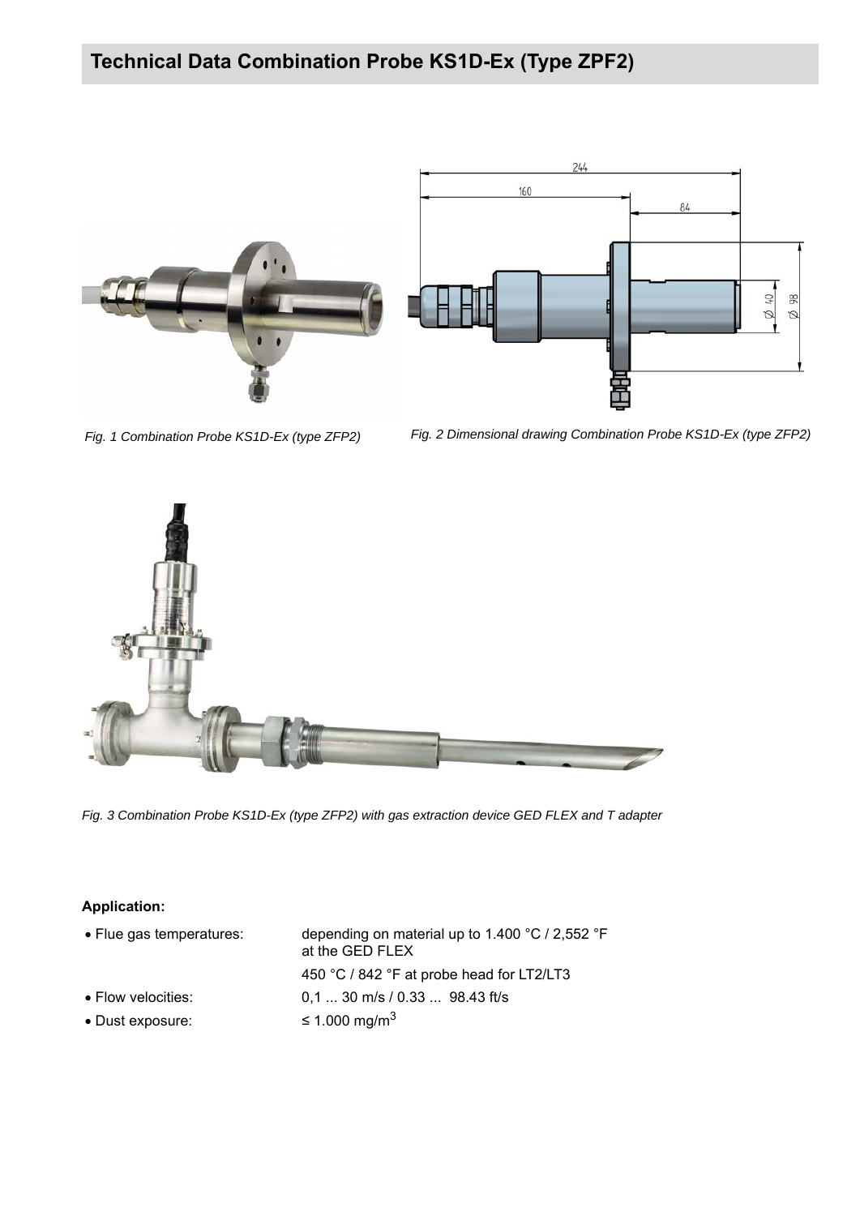# Technical Data Combination Probe KS1D-Ex (Type ZPF2)

*Fig. 1 Combination Probe KS1D-Ex (type ZFP2)*

*Fig. 2 Dimensional drawing Combination Probe KS1D-Ex (type ZFP2)*

*Fig. 3 Combination Probe KS1D-Ex (type ZFP2) with gas extraction device GED FLEX and T adapter*

**Application:**

| | |
|---|---|
| • Flue gas temperatures: | depending on material up to 1.400 °C / 2,552 °F at the GED FLEX |
| | 450 °C / 842 °F at probe head for LT2/LT3 |
| • Flow velocities: | 0,1 ... 30 m/s / 0.33 ... 98.43 ft/s |
| • Dust exposure: | ≤ 1.000 mg/m$^3$ |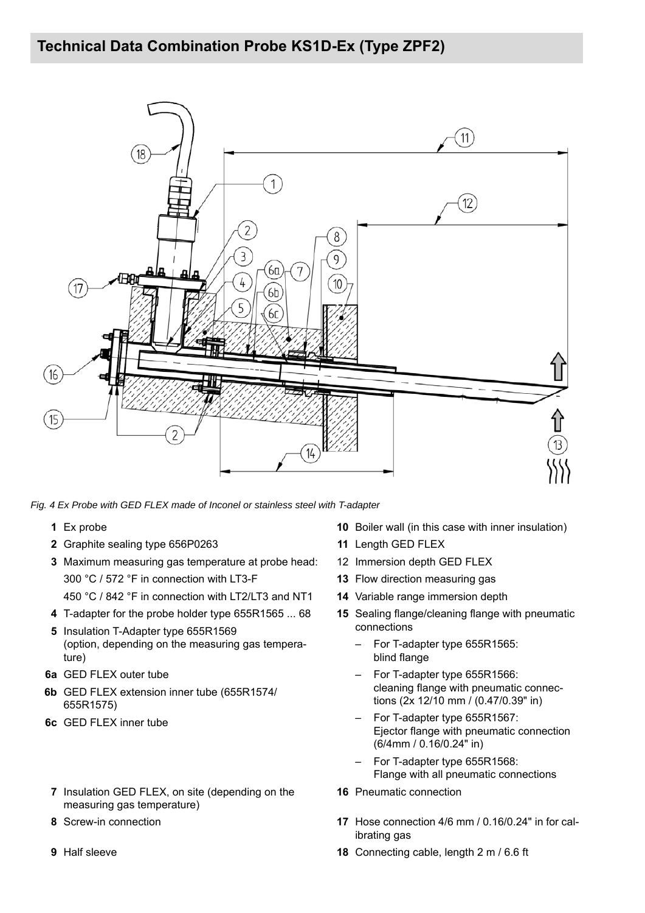## Technical Data Combination Probe KS1D-Ex (Type ZPF2)

*Fig. 4 Ex Probe with GED FLEX made of Inconel or stainless steel with T-adapter*

- **1** Ex probe
- **2** Graphite sealing type 656P0263
- **3** Maximum measuring gas temperature at probe head:
  300 °C / 572 °F in connection with LT3-F
  450 °C / 842 °F in connection with LT2/LT3 and NT1
- **4** T-adapter for the probe holder type 655R1565 ... 68
- **5** Insulation T-Adapter type 655R1569 (option, depending on the measuring gas temperature)
- **6a** GED FLEX outer tube
- **6b** GED FLEX extension inner tube (655R1574/ 655R1575)
- **6c** GED FLEX inner tube
- **7** Insulation GED FLEX, on site (depending on the measuring gas temperature)
- **8** Screw-in connection
- **9** Half sleeve
- **10** Boiler wall (in this case with inner insulation)
- **11** Length GED FLEX
- 12 Immersion depth GED FLEX
- **13** Flow direction measuring gas
- **14** Variable range immersion depth
- **15** Sealing flange/cleaning flange with pneumatic connections
  - For T-adapter type 655R1565: blind flange
  - For T-adapter type 655R1566: cleaning flange with pneumatic connections (2x 12/10 mm / (0.47/0.39" in)
  - For T-adapter type 655R1567: Ejector flange with pneumatic connection (6/4mm / 0.16/0.24" in)
  - For T-adapter type 655R1568: Flange with all pneumatic connections
- **16** Pneumatic connection
- **17** Hose connection 4/6 mm / 0.16/0.24" in for calibrating gas
- **18** Connecting cable, length 2 m / 6.6 ft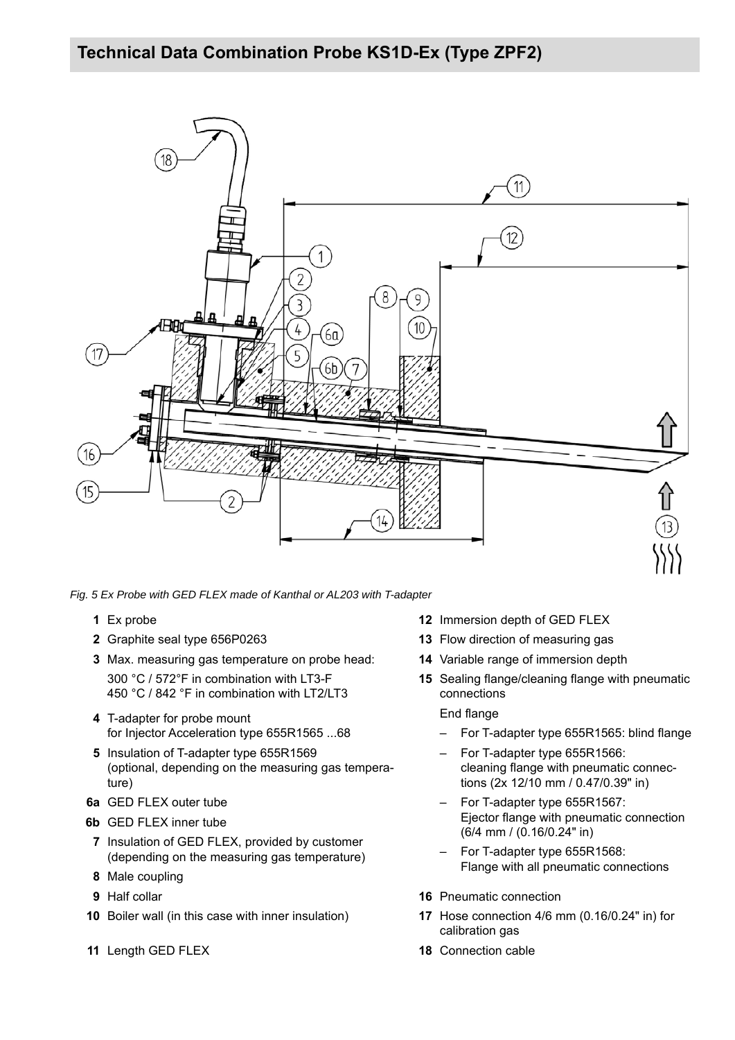## Technical Data Combination Probe KS1D-Ex (Type ZPF2)

*Fig. 5 Ex Probe with GED FLEX made of Kanthal or AL203 with T-adapter*

**1** Ex probe

**2** Graphite seal type 656P0263

**3** Max. measuring gas temperature on probe head:
300 °C / 572°F in combination with LT3-F
450 °C / 842 °F in combination with LT2/LT3

**4** T-adapter for probe mount
for Injector Acceleration type 655R1565 ...68

**5** Insulation of T-adapter type 655R1569
(optional, depending on the measuring gas temperature)

**6a** GED FLEX outer tube

**6b** GED FLEX inner tube

**7** Insulation of GED FLEX, provided by customer
(depending on the measuring gas temperature)

**8** Male coupling

**9** Half collar

**10** Boiler wall (in this case with inner insulation)

**11** Length GED FLEX

**12** Immersion depth of GED FLEX

**13** Flow direction of measuring gas

**14** Variable range of immersion depth

**15** Sealing flange/cleaning flange with pneumatic connections

End flange

- For T-adapter type 655R1565: blind flange
- For T-adapter type 655R1566:
cleaning flange with pneumatic connections (2x 12/10 mm / 0.47/0.39" in)
- For T-adapter type 655R1567:
Ejector flange with pneumatic connection (6/4 mm / (0.16/0.24" in)
- For T-adapter type 655R1568:
Flange with all pneumatic connections

**16** Pneumatic connection

**17** Hose connection 4/6 mm (0.16/0.24" in) for calibration gas

**18** Connection cable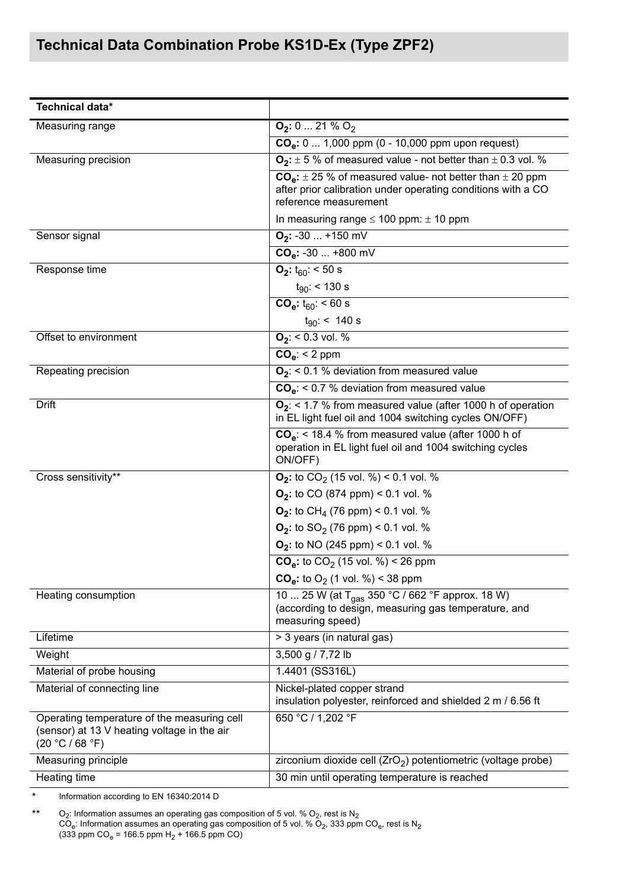## Technical Data Combination Probe KS1D-Ex (Type ZPF2)

| Technical data* | |
|---|---|
| Measuring range | **$O_2$:** 0 ... 21 % $O_2$ |
| | **$CO_e$:** 0 ... 1,000 ppm (0 - 10,000 ppm upon request) |
| Measuring precision | **$O_2$:** ± 5 % of measured value - not better than ± 0.3 vol. % |
| | **$CO_e$:** ± 25 % of measured value- not better than ± 20 ppm after prior calibration under operating conditions with a CO reference measurement |
| | In measuring range ≤ 100 ppm: ± 10 ppm |
| Sensor signal | **$O_2$:** -30 ... +150 mV |
| | **$CO_e$:** -30 ... +800 mV |
| Response time | **$O_2$:** $t_{60}$: < 50 s |
| | $t_{90}$: < 130 s |
| | **$CO_e$:** $t_{60}$: < 60 s |
| | $t_{90}$: < 140 s |
| Offset to environment | **$O_2$**: < 0.3 vol. % |
| | **$CO_e$**: < 2 ppm |
| Repeating precision | **$O_2$**: < 0.1 % deviation from measured value |
| | **$CO_e$**: < 0.7 % deviation from measured value |
| Drift | **$O_2$**: < 1.7 % from measured value (after 1000 h of operation in EL light fuel oil and 1004 switching cycles ON/OFF) |
| | **$CO_e$**: < 18.4 % from measured value (after 1000 h of operation in EL light fuel oil and 1004 switching cycles ON/OFF) |
| Cross sensitivity** | **$O_2$:** to $CO_2$ (15 vol. %) < 0.1 vol. % |
| | **$O_2$:** to CO (874 ppm) < 0.1 vol. % |
| | **$O_2$:** to $CH_4$ (76 ppm) < 0.1 vol. % |
| | **$O_2$:** to $SO_2$ (76 ppm) < 0.1 vol. % |
| | **$O_2$:** to NO (245 ppm) < 0.1 vol. % |
| | **$CO_e$:** to $CO_2$ (15 vol. %) < 26 ppm |
| | **$CO_e$:** to $O_2$ (1 vol. %) < 38 ppm |
| Heating consumption | 10 ... 25 W (at $T_{gas}$ 350 °C / 662 °F approx. 18 W) (according to design, measuring gas temperature, and measuring speed) |
| Lifetime | > 3 years (in natural gas) |
| Weight | 3,500 g / 7,72 lb |
| Material of probe housing | 1.4401 (SS316L) |
| Material of connecting line | Nickel-plated copper strand<br>insulation polyester, reinforced and shielded 2 m / 6.56 ft |
| Operating temperature of the measuring cell (sensor) at 13 V heating voltage in the air (20 °C / 68 °F) | 650 °C / 1,202 °F |
| Measuring principle | zirconium dioxide cell ($ZrO_2$) potentiometric (voltage probe) |
| Heating time | 30 min until operating temperature is reached |

\* Information according to EN 16340:2014 D

** $O_2$: Information assumes an operating gas composition of 5 vol. % $O_2$, rest is $N_2$
$CO_e$: Information assumes an operating gas composition of 5 vol. % $O_2$, 333 ppm $CO_e$, rest is $N_2$
(333 ppm $CO_e$ = 166.5 ppm $H_2$ + 166.5 ppm CO)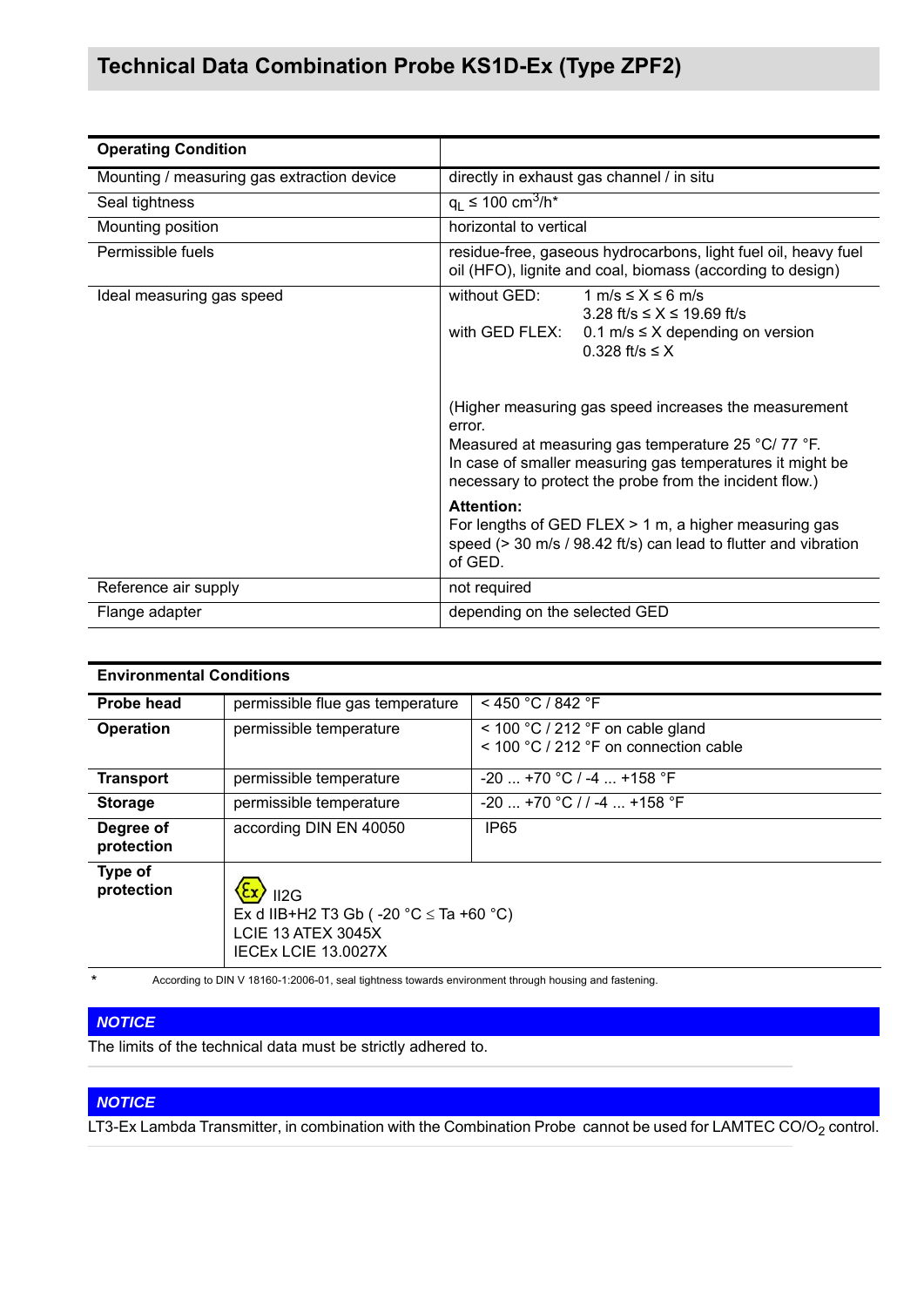# Technical Data Combination Probe KS1D-Ex (Type ZPF2)

| Operating Condition | |
|---|---|
| Mounting / measuring gas extraction device | directly in exhaust gas channel / in situ |
| Seal tightness | $q_L \leq 100\ cm^3/h$* |
| Mounting position | horizontal to vertical |
| Permissible fuels | residue-free, gaseous hydrocarbons, light fuel oil, heavy fuel oil (HFO), lignite and coal, biomass (according to design) |
| Ideal measuring gas speed | without GED: 1 m/s ≤ X ≤ 6 m/s<br>3.28 ft/s ≤ X ≤ 19.69 ft/s<br>with GED FLEX: 0.1 m/s ≤ X depending on version<br>0.328 ft/s ≤ X<br><br>(Higher measuring gas speed increases the measurement error.<br>Measured at measuring gas temperature 25 °C/ 77 °F.<br>In case of smaller measuring gas temperatures it might be necessary to protect the probe from the incident flow.)<br><br>**Attention:**<br>For lengths of GED FLEX > 1 m, a higher measuring gas speed (> 30 m/s / 98.42 ft/s) can lead to flutter and vibration of GED. |
| Reference air supply | not required |
| Flange adapter | depending on the selected GED |

| Environmental Conditions | | |
|---|---|---|
| **Probe head** | permissible flue gas temperature | < 450 °C / 842 °F |
| **Operation** | permissible temperature | < 100 °C / 212 °F on cable gland<br>< 100 °C / 212 °F on connection cable |
| **Transport** | permissible temperature | -20 ... +70 °C / -4 ... +158 °F |
| **Storage** | permissible temperature | -20 ... +70 °C / / -4 ... +158 °F |
| **Degree of protection** | according DIN EN 40050 | IP65 |
| **Type of protection** | Ex II2G<br>Ex d IIB+H2 T3 Gb ( -20 °C ≤ Ta +60 °C)<br>LCIE 13 ATEX 3045X<br>IECEx LCIE 13.0027X | |

\* According to DIN V 18160-1:2006-01, seal tightness towards environment through housing and fastening.

***NOTICE***

The limits of the technical data must be strictly adhered to.

***NOTICE***

LT3-Ex Lambda Transmitter, in combination with the Combination Probe cannot be used for LAMTEC $CO/O_2$ control.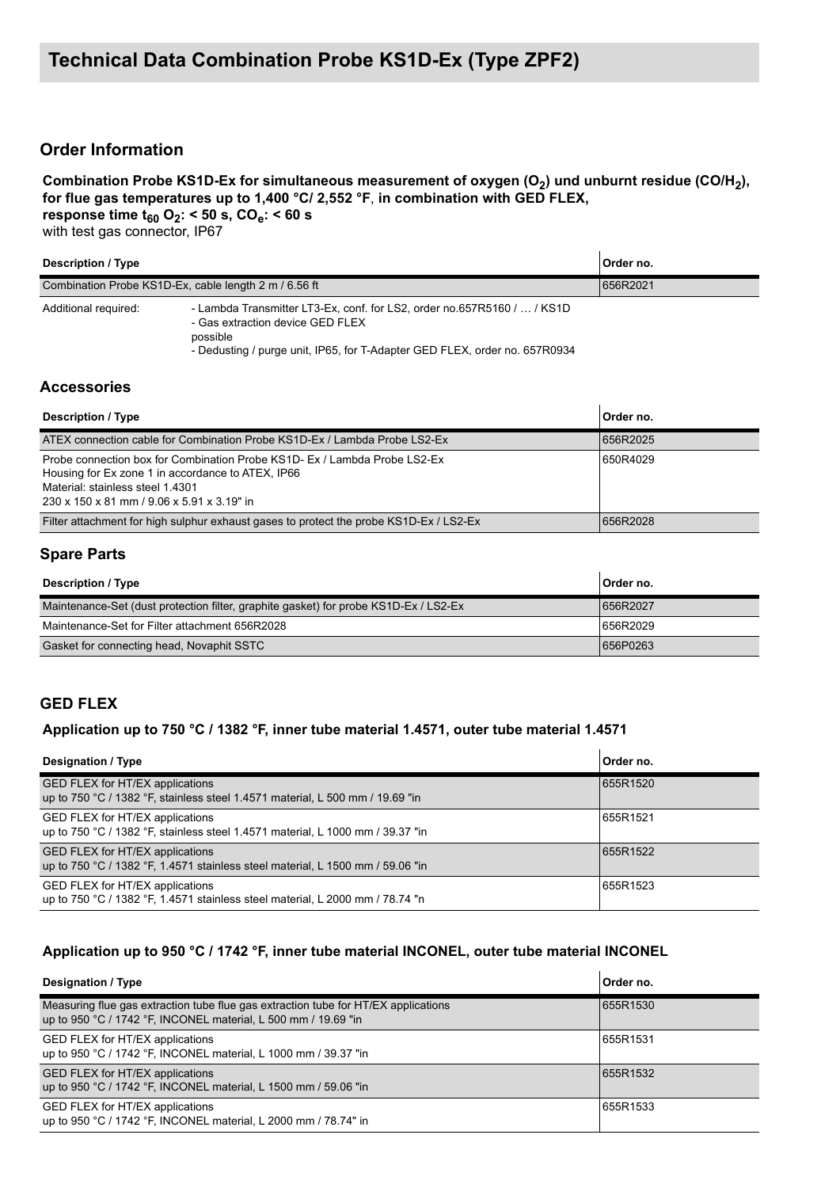# Technical Data Combination Probe KS1D-Ex (Type ZPF2)

## Order Information

**Combination Probe KS1D-Ex for simultaneous measurement of oxygen ($O_2$) und unburnt residue ($CO/H_2$), for flue gas temperatures up to 1,400 °C/ 2,552 °F, in combination with GED FLEX, response time $t_{60}$ $O_2$: < 50 s, $CO_e$: < 60 s**
with test gas connector, IP67

| Description / Type | | Order no. |
|---|---|---|
| Combination Probe KS1D-Ex, cable length 2 m / 6.56 ft | | 656R2021 |
| Additional required: | - Lambda Transmitter LT3-Ex, conf. for LS2, order no.657R5160 / … / KS1D<br>- Gas extraction device GED FLEX<br>possible<br>- Dedusting / purge unit, IP65, for T-Adapter GED FLEX, order no. 657R0934 | |

## Accessories

| Description / Type | Order no. |
|---|---|
| ATEX connection cable for Combination Probe KS1D-Ex / Lambda Probe LS2-Ex | 656R2025 |
| Probe connection box for Combination Probe KS1D- Ex / Lambda Probe LS2-Ex<br>Housing for Ex zone 1 in accordance to ATEX, IP66<br>Material: stainless steel 1.4301<br>230 x 150 x 81 mm / 9.06 x 5.91 x 3.19" in | 650R4029 |
| Filter attachment for high sulphur exhaust gases to protect the probe KS1D-Ex / LS2-Ex | 656R2028 |

## Spare Parts

| Description / Type | Order no. |
|---|---|
| Maintenance-Set (dust protection filter, graphite gasket) for probe KS1D-Ex / LS2-Ex | 656R2027 |
| Maintenance-Set for Filter attachment 656R2028 | 656R2029 |
| Gasket for connecting head, Novaphit SSTC | 656P0263 |

## GED FLEX

### Application up to 750 °C / 1382 °F, inner tube material 1.4571, outer tube material 1.4571

| Designation / Type | Order no. |
|---|---|
| GED FLEX for HT/EX applications<br>up to 750 °C / 1382 °F, stainless steel 1.4571 material, L 500 mm / 19.69 "in | 655R1520 |
| GED FLEX for HT/EX applications<br>up to 750 °C / 1382 °F, stainless steel 1.4571 material, L 1000 mm / 39.37 "in | 655R1521 |
| GED FLEX for HT/EX applications<br>up to 750 °C / 1382 °F, 1.4571 stainless steel material, L 1500 mm / 59.06 "in | 655R1522 |
| GED FLEX for HT/EX applications<br>up to 750 °C / 1382 °F, 1.4571 stainless steel material, L 2000 mm / 78.74 "n | 655R1523 |

### Application up to 950 °C / 1742 °F, inner tube material INCONEL, outer tube material INCONEL

| Designation / Type | Order no. |
|---|---|
| Measuring flue gas extraction tube flue gas extraction tube for HT/EX applications<br>up to 950 °C / 1742 °F, INCONEL material, L 500 mm / 19.69 "in | 655R1530 |
| GED FLEX for HT/EX applications<br>up to 950 °C / 1742 °F, INCONEL material, L 1000 mm / 39.37 "in | 655R1531 |
| GED FLEX for HT/EX applications<br>up to 950 °C / 1742 °F, INCONEL material, L 1500 mm / 59.06 "in | 655R1532 |
| GED FLEX for HT/EX applications<br>up to 950 °C / 1742 °F, INCONEL material, L 2000 mm / 78.74" in | 655R1533 |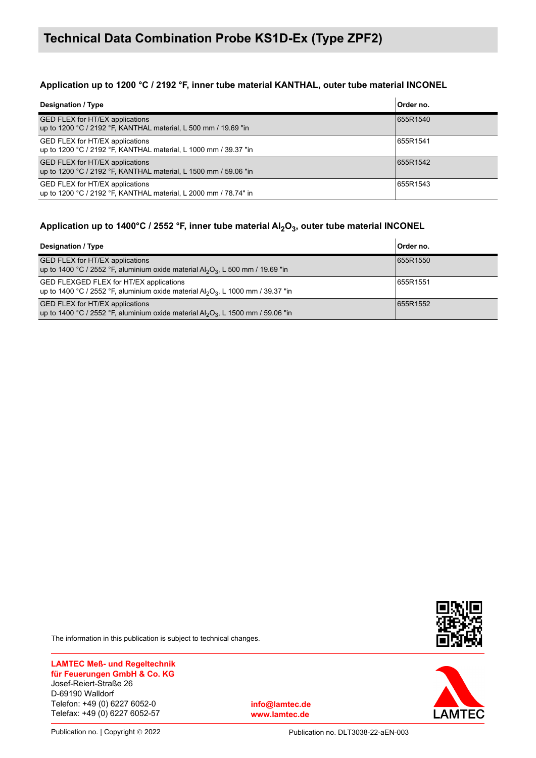# Technical Data Combination Probe KS1D-Ex (Type ZPF2)

### Application up to 1200 °C / 2192 °F, inner tube material KANTHAL, outer tube material INCONEL

| Designation / Type | Order no. |
|---|---|
| GED FLEX for HT/EX applications<br>up to 1200 °C / 2192 °F, KANTHAL material, L 500 mm / 19.69 "in | 655R1540 |
| GED FLEX for HT/EX applications<br>up to 1200 °C / 2192 °F, KANTHAL material, L 1000 mm / 39.37 "in | 655R1541 |
| GED FLEX for HT/EX applications<br>up to 1200 °C / 2192 °F, KANTHAL material, L 1500 mm / 59.06 "in | 655R1542 |
| GED FLEX for HT/EX applications<br>up to 1200 °C / 2192 °F, KANTHAL material, L 2000 mm / 78.74" in | 655R1543 |

### Application up to 1400°C / 2552 °F, inner tube material $Al_2O_3$, outer tube material INCONEL

| Designation / Type | Order no. |
|---|---|
| GED FLEX for HT/EX applications<br>up to 1400 °C / 2552 °F, aluminium oxide material $Al_2O_3$, L 500 mm / 19.69 "in | 655R1550 |
| GED FLEXGED FLEX for HT/EX applications<br>up to 1400 °C / 2552 °F, aluminium oxide material $Al_2O_3$, L 1000 mm / 39.37 "in | 655R1551 |
| GED FLEX for HT/EX applications<br>up to 1400 °C / 2552 °F, aluminium oxide material $Al_2O_3$, L 1500 mm / 59.06 "in | 655R1552 |

The information in this publication is subject to technical changes.

**LAMTEC Meß- und Regeltechnik für Feuerungen GmbH & Co. KG**
Josef-Reiert-Straße 26
D-69190 Walldorf
Telefon: +49 (0) 6227 6052-0
Telefax: +49 (0) 6227 6052-57

**info@lamtec.de**
**www.lamtec.de**

Publication no. | Copyright © 2022

Publication no. DLT3038-22-aEN-003